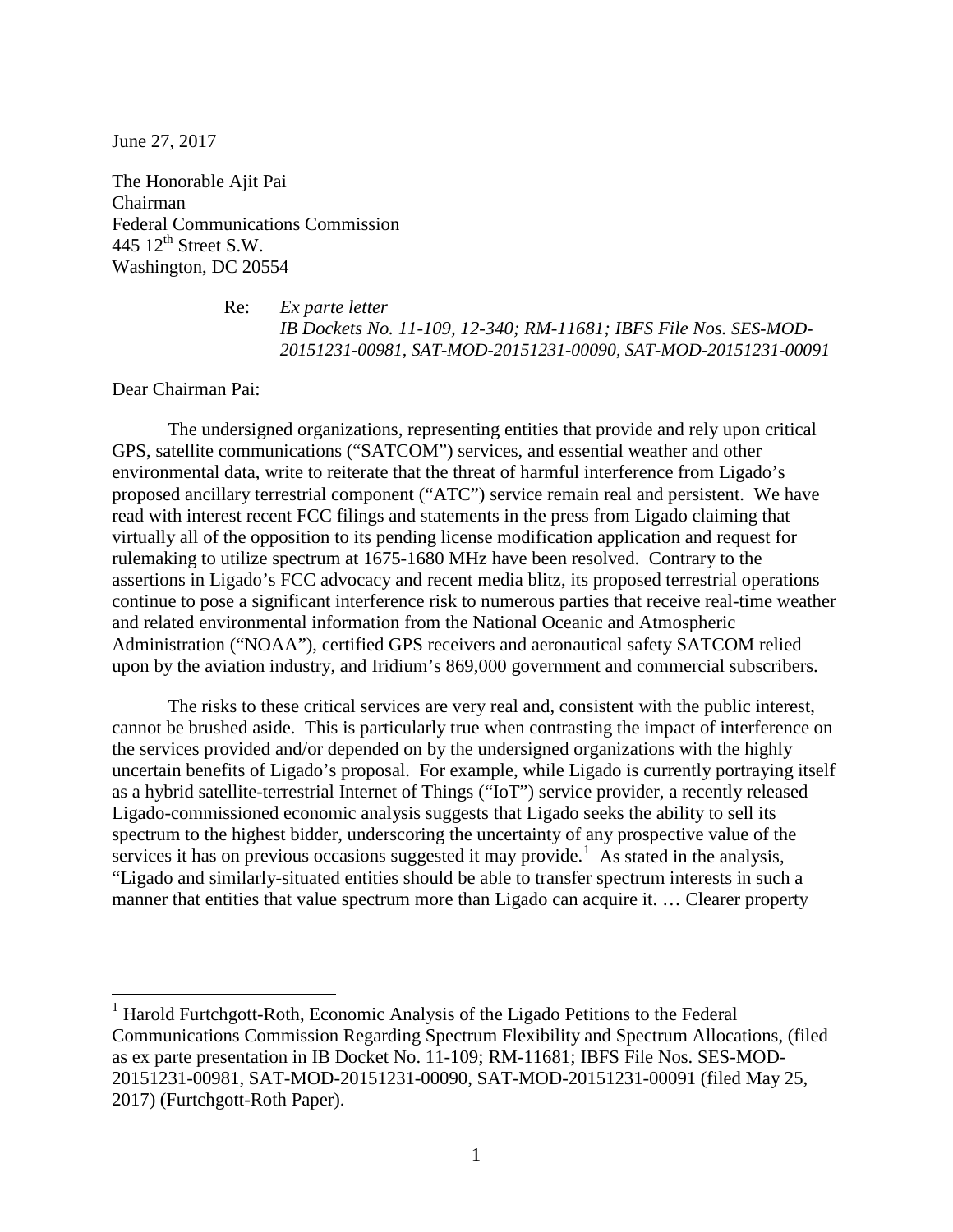June 27, 2017

The Honorable Ajit Pai
Chairman
Federal Communications Commission
445 12th Street S.W.
Washington, DC 20554

Re: *Ex parte letter*
*IB Dockets No. 11-109, 12-340; RM-11681; IBFS File Nos. SES-MOD-20151231-00981, SAT-MOD-20151231-00090, SAT-MOD-20151231-00091*

Dear Chairman Pai:

The undersigned organizations, representing entities that provide and rely upon critical GPS, satellite communications ("SATCOM") services, and essential weather and other environmental data, write to reiterate that the threat of harmful interference from Ligado's proposed ancillary terrestrial component ("ATC") service remain real and persistent. We have read with interest recent FCC filings and statements in the press from Ligado claiming that virtually all of the opposition to its pending license modification application and request for rulemaking to utilize spectrum at 1675-1680 MHz have been resolved. Contrary to the assertions in Ligado's FCC advocacy and recent media blitz, its proposed terrestrial operations continue to pose a significant interference risk to numerous parties that receive real-time weather and related environmental information from the National Oceanic and Atmospheric Administration ("NOAA"), certified GPS receivers and aeronautical safety SATCOM relied upon by the aviation industry, and Iridium's 869,000 government and commercial subscribers.

The risks to these critical services are very real and, consistent with the public interest, cannot be brushed aside. This is particularly true when contrasting the impact of interference on the services provided and/or depended on by the undersigned organizations with the highly uncertain benefits of Ligado's proposal. For example, while Ligado is currently portraying itself as a hybrid satellite-terrestrial Internet of Things ("IoT") service provider, a recently released Ligado-commissioned economic analysis suggests that Ligado seeks the ability to sell its spectrum to the highest bidder, underscoring the uncertainty of any prospective value of the services it has on previous occasions suggested it may provide.[1] As stated in the analysis, "Ligado and similarly-situated entities should be able to transfer spectrum interests in such a manner that entities that value spectrum more than Ligado can acquire it. … Clearer property

---

[1] Harold Furtchgott-Roth, Economic Analysis of the Ligado Petitions to the Federal Communications Commission Regarding Spectrum Flexibility and Spectrum Allocations, (filed as ex parte presentation in IB Docket No. 11-109; RM-11681; IBFS File Nos. SES-MOD-20151231-00981, SAT-MOD-20151231-00090, SAT-MOD-20151231-00091 (filed May 25, 2017) (Furtchgott-Roth Paper).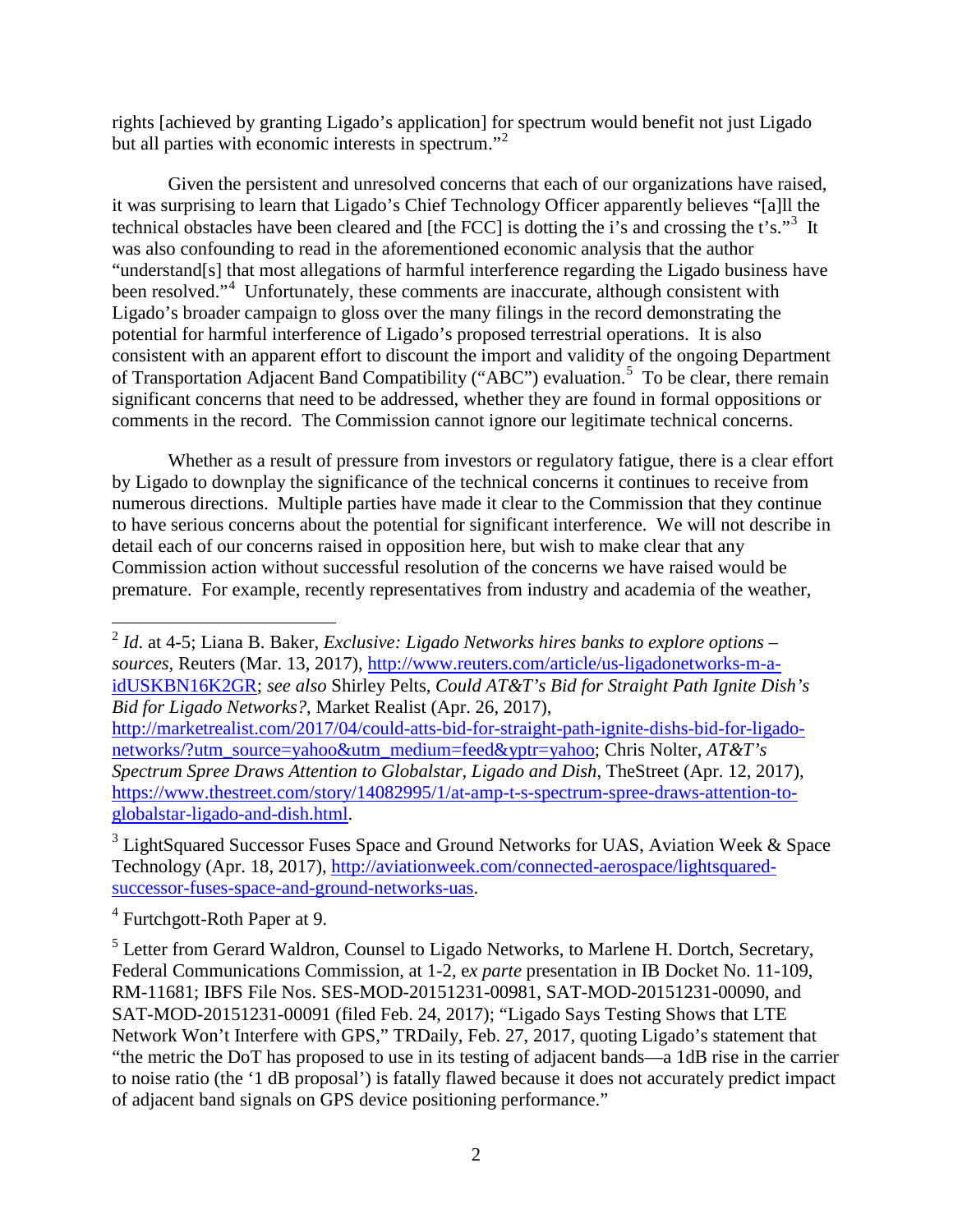rights [achieved by granting Ligado's application] for spectrum would benefit not just Ligado but all parties with economic interests in spectrum."[2]

Given the persistent and unresolved concerns that each of our organizations have raised, it was surprising to learn that Ligado's Chief Technology Officer apparently believes "[a]ll the technical obstacles have been cleared and [the FCC] is dotting the i's and crossing the t's."[3] It was also confounding to read in the aforementioned economic analysis that the author "understand[s] that most allegations of harmful interference regarding the Ligado business have been resolved."[4] Unfortunately, these comments are inaccurate, although consistent with Ligado's broader campaign to gloss over the many filings in the record demonstrating the potential for harmful interference of Ligado's proposed terrestrial operations. It is also consistent with an apparent effort to discount the import and validity of the ongoing Department of Transportation Adjacent Band Compatibility ("ABC") evaluation.[5] To be clear, there remain significant concerns that need to be addressed, whether they are found in formal oppositions or comments in the record. The Commission cannot ignore our legitimate technical concerns.

Whether as a result of pressure from investors or regulatory fatigue, there is a clear effort by Ligado to downplay the significance of the technical concerns it continues to receive from numerous directions. Multiple parties have made it clear to the Commission that they continue to have serious concerns about the potential for significant interference. We will not describe in detail each of our concerns raised in opposition here, but wish to make clear that any Commission action without successful resolution of the concerns we have raised would be premature. For example, recently representatives from industry and academia of the weather,

---

[2] *Id.* at 4-5; Liana B. Baker, *Exclusive: Ligado Networks hires banks to explore options – sources*, Reuters (Mar. 13, 2017), http://www.reuters.com/article/us-ligadonetworks-m-a-idUSKBN16K2GR; *see also* Shirley Pelts, *Could AT&T's Bid for Straight Path Ignite Dish's Bid for Ligado Networks?*, Market Realist (Apr. 26, 2017), http://marketrealist.com/2017/04/could-atts-bid-for-straight-path-ignite-dishs-bid-for-ligado-networks/?utm_source=yahoo&utm_medium=feed&yptr=yahoo; Chris Nolter, *AT&T's Spectrum Spree Draws Attention to Globalstar, Ligado and Dish*, TheStreet (Apr. 12, 2017), https://www.thestreet.com/story/14082995/1/at-amp-t-s-spectrum-spree-draws-attention-to-globalstar-ligado-and-dish.html.

[3] LightSquared Successor Fuses Space and Ground Networks for UAS, Aviation Week & Space Technology (Apr. 18, 2017), http://aviationweek.com/connected-aerospace/lightsquared-successor-fuses-space-and-ground-networks-uas.

[4] Furtchgott-Roth Paper at 9.

[5] Letter from Gerard Waldron, Counsel to Ligado Networks, to Marlene H. Dortch, Secretary, Federal Communications Commission, at 1-2, e*x parte* presentation in IB Docket No. 11-109, RM-11681; IBFS File Nos. SES-MOD-20151231-00981, SAT-MOD-20151231-00090, and SAT-MOD-20151231-00091 (filed Feb. 24, 2017); "Ligado Says Testing Shows that LTE Network Won't Interfere with GPS," TRDaily, Feb. 27, 2017, quoting Ligado's statement that "the metric the DoT has proposed to use in its testing of adjacent bands—a 1dB rise in the carrier to noise ratio (the '1 dB proposal') is fatally flawed because it does not accurately predict impact of adjacent band signals on GPS device positioning performance."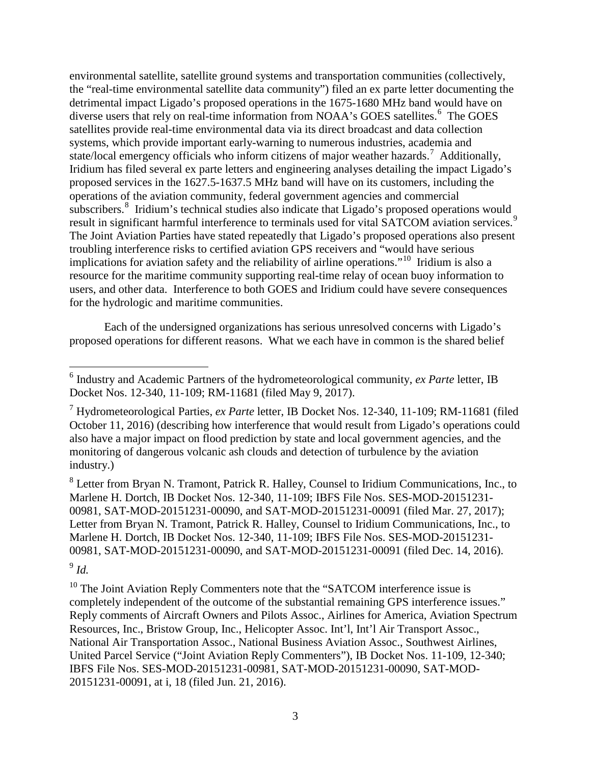environmental satellite, satellite ground systems and transportation communities (collectively, the "real-time environmental satellite data community") filed an ex parte letter documenting the detrimental impact Ligado's proposed operations in the 1675-1680 MHz band would have on diverse users that rely on real-time information from NOAA's GOES satellites.[6] The GOES satellites provide real-time environmental data via its direct broadcast and data collection systems, which provide important early-warning to numerous industries, academia and state/local emergency officials who inform citizens of major weather hazards.[7] Additionally, Iridium has filed several ex parte letters and engineering analyses detailing the impact Ligado's proposed services in the 1627.5-1637.5 MHz band will have on its customers, including the operations of the aviation community, federal government agencies and commercial subscribers.[8] Iridium's technical studies also indicate that Ligado's proposed operations would result in significant harmful interference to terminals used for vital SATCOM aviation services.[9] The Joint Aviation Parties have stated repeatedly that Ligado's proposed operations also present troubling interference risks to certified aviation GPS receivers and "would have serious implications for aviation safety and the reliability of airline operations."[10] Iridium is also a resource for the maritime community supporting real-time relay of ocean buoy information to users, and other data. Interference to both GOES and Iridium could have severe consequences for the hydrologic and maritime communities.

Each of the undersigned organizations has serious unresolved concerns with Ligado's proposed operations for different reasons. What we each have in common is the shared belief

---

[6] Industry and Academic Partners of the hydrometeorological community, *ex Parte* letter, IB Docket Nos. 12-340, 11-109; RM-11681 (filed May 9, 2017).

[7] Hydrometeorological Parties, *ex Parte* letter, IB Docket Nos. 12-340, 11-109; RM-11681 (filed October 11, 2016) (describing how interference that would result from Ligado's operations could also have a major impact on flood prediction by state and local government agencies, and the monitoring of dangerous volcanic ash clouds and detection of turbulence by the aviation industry.)

[8] Letter from Bryan N. Tramont, Patrick R. Halley, Counsel to Iridium Communications, Inc., to Marlene H. Dortch, IB Docket Nos. 12-340, 11-109; IBFS File Nos. SES-MOD-20151231-00981, SAT-MOD-20151231-00090, and SAT-MOD-20151231-00091 (filed Mar. 27, 2017); Letter from Bryan N. Tramont, Patrick R. Halley, Counsel to Iridium Communications, Inc., to Marlene H. Dortch, IB Docket Nos. 12-340, 11-109; IBFS File Nos. SES-MOD-20151231-00981, SAT-MOD-20151231-00090, and SAT-MOD-20151231-00091 (filed Dec. 14, 2016).

[9] *Id.*

[10] The Joint Aviation Reply Commenters note that the "SATCOM interference issue is completely independent of the outcome of the substantial remaining GPS interference issues." Reply comments of Aircraft Owners and Pilots Assoc., Airlines for America, Aviation Spectrum Resources, Inc., Bristow Group, Inc., Helicopter Assoc. Int'l, Int'l Air Transport Assoc., National Air Transportation Assoc., National Business Aviation Assoc., Southwest Airlines, United Parcel Service ("Joint Aviation Reply Commenters"), IB Docket Nos. 11-109, 12-340; IBFS File Nos. SES-MOD-20151231-00981, SAT-MOD-20151231-00090, SAT-MOD-20151231-00091, at i, 18 (filed Jun. 21, 2016).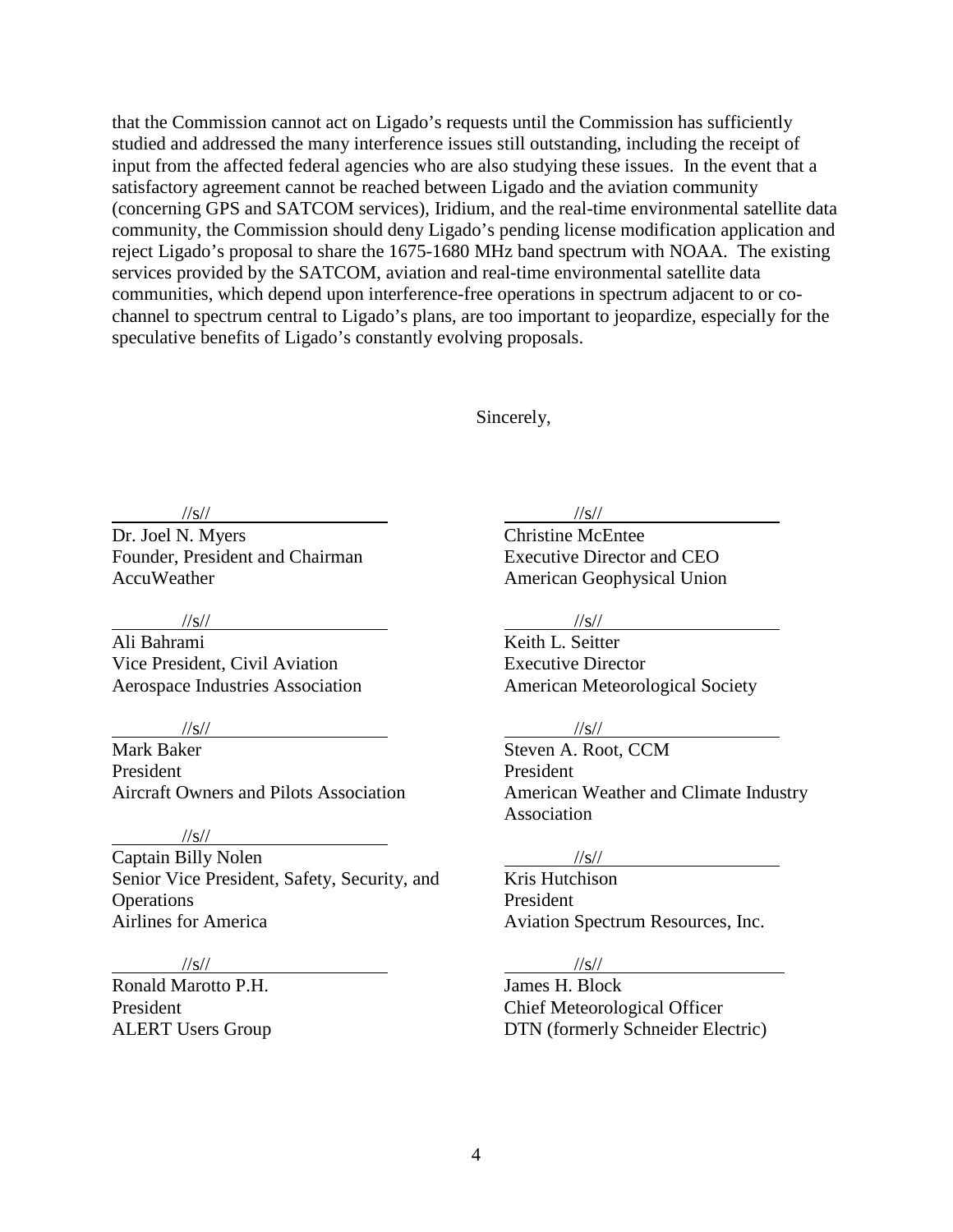that the Commission cannot act on Ligado's requests until the Commission has sufficiently studied and addressed the many interference issues still outstanding, including the receipt of input from the affected federal agencies who are also studying these issues. In the event that a satisfactory agreement cannot be reached between Ligado and the aviation community (concerning GPS and SATCOM services), Iridium, and the real-time environmental satellite data community, the Commission should deny Ligado's pending license modification application and reject Ligado's proposal to share the 1675-1680 MHz band spectrum with NOAA. The existing services provided by the SATCOM, aviation and real-time environmental satellite data communities, which depend upon interference-free operations in spectrum adjacent to or co-channel to spectrum central to Ligado's plans, are too important to jeopardize, especially for the speculative benefits of Ligado's constantly evolving proposals.

Sincerely,

//s//
Dr. Joel N. Myers
Founder, President and Chairman
AccuWeather

//s//
Christine McEntee
Executive Director and CEO
American Geophysical Union

//s//
Ali Bahrami
Vice President, Civil Aviation
Aerospace Industries Association

//s//
Keith L. Seitter
Executive Director
American Meteorological Society

//s//
Mark Baker
President
Aircraft Owners and Pilots Association

//s//
Steven A. Root, CCM
President
American Weather and Climate Industry Association

//s//
Captain Billy Nolen
Senior Vice President, Safety, Security, and Operations
Airlines for America

//s//
Kris Hutchison
President
Aviation Spectrum Resources, Inc.

//s//
Ronald Marotto P.H.
President
ALERT Users Group

//s//
James H. Block
Chief Meteorological Officer
DTN (formerly Schneider Electric)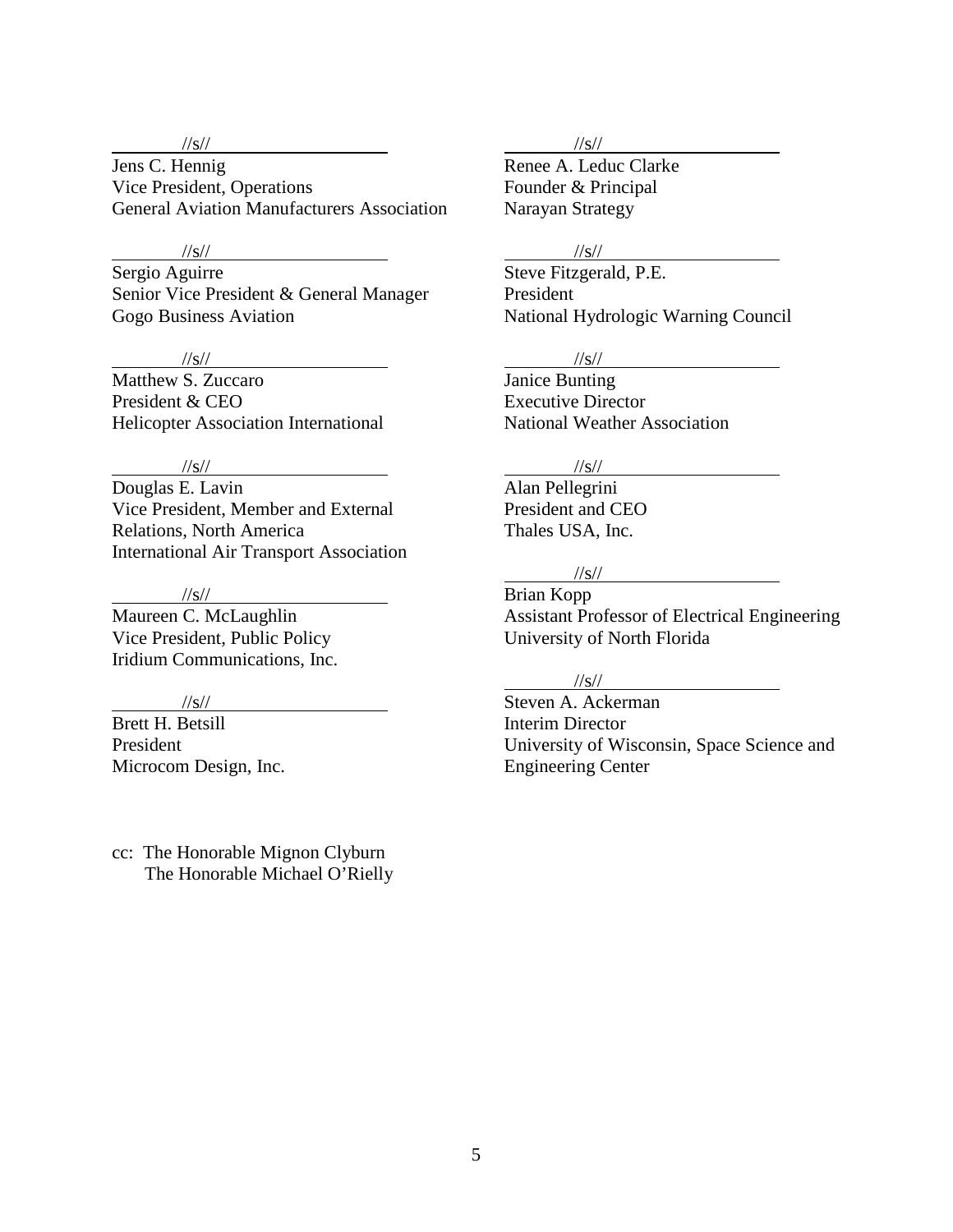//s//
Jens C. Hennig
Vice President, Operations
General Aviation Manufacturers Association

//s//
Sergio Aguirre
Senior Vice President & General Manager
Gogo Business Aviation

//s//
Matthew S. Zuccaro
President & CEO
Helicopter Association International

//s//
Douglas E. Lavin
Vice President, Member and External Relations, North America
International Air Transport Association

//s//
Maureen C. McLaughlin
Vice President, Public Policy
Iridium Communications, Inc.

//s//
Brett H. Betsill
President
Microcom Design, Inc.

//s//
Renee A. Leduc Clarke
Founder & Principal
Narayan Strategy

//s//
Steve Fitzgerald, P.E.
President
National Hydrologic Warning Council

//s//
Janice Bunting
Executive Director
National Weather Association

//s//
Alan Pellegrini
President and CEO
Thales USA, Inc.

//s//
Brian Kopp
Assistant Professor of Electrical Engineering
University of North Florida

//s//
Steven A. Ackerman
Interim Director
University of Wisconsin, Space Science and Engineering Center

cc: The Honorable Mignon Clyburn
The Honorable Michael O'Rielly